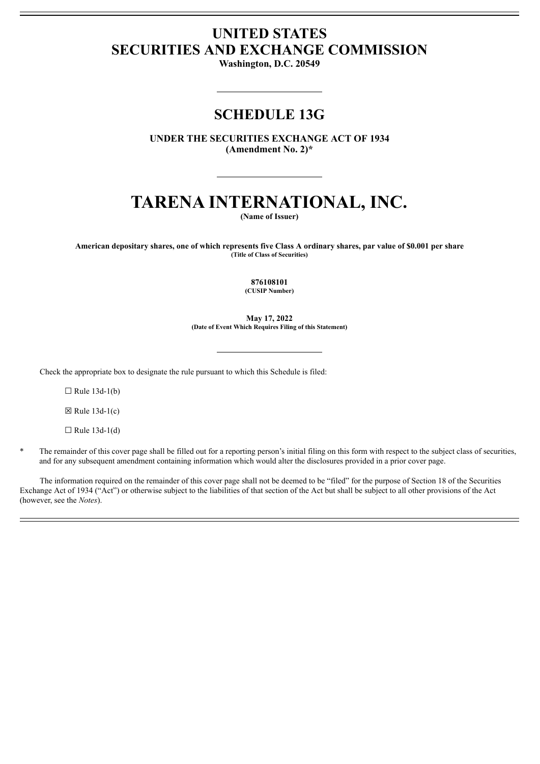# UNITED STATES
# SECURITIES AND EXCHANGE COMMISSION

**Washington, D.C. 20549**

---

## SCHEDULE 13G

**UNDER THE SECURITIES EXCHANGE ACT OF 1934**
**(Amendment No. 2)***

---

# TARENA INTERNATIONAL, INC.

**(Name of Issuer)**

**American depositary shares, one of which represents five Class A ordinary shares, par value of $0.001 per share**
**(Title of Class of Securities)**

**876108101**
**(CUSIP Number)**

**May 17, 2022**
**(Date of Event Which Requires Filing of this Statement)**

---

Check the appropriate box to designate the rule pursuant to which this Schedule is filed:

☐ Rule 13d-1(b)

☒ Rule 13d-1(c)

☐ Rule 13d-1(d)

* The remainder of this cover page shall be filled out for a reporting person's initial filing on this form with respect to the subject class of securities, and for any subsequent amendment containing information which would alter the disclosures provided in a prior cover page.

The information required on the remainder of this cover page shall not be deemed to be "filed" for the purpose of Section 18 of the Securities Exchange Act of 1934 ("Act") or otherwise subject to the liabilities of that section of the Act but shall be subject to all other provisions of the Act (however, see the *Notes*).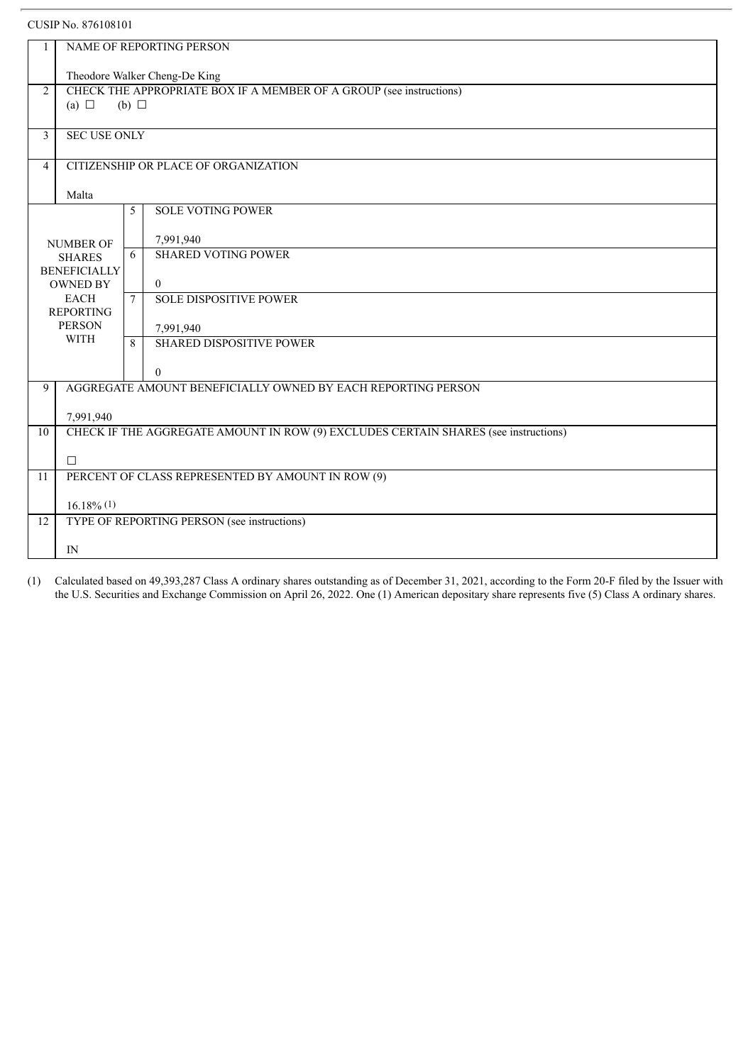CUSIP No. 876108101

| | | | |
|---|---|---|---|
| 1 | NAME OF REPORTING PERSON<br><br>Theodore Walker Cheng-De King | | |
| 2 | CHECK THE APPROPRIATE BOX IF A MEMBER OF A GROUP (see instructions)<br>(a) ☐ (b) ☐ | | |
| 3 | SEC USE ONLY | | |
| 4 | CITIZENSHIP OR PLACE OF ORGANIZATION<br><br>Malta | | |
| NUMBER OF SHARES BENEFICIALLY OWNED BY EACH REPORTING PERSON WITH | 5 | SOLE VOTING POWER<br><br>7,991,940 | |
| | 6 | SHARED VOTING POWER<br><br>0 | |
| | 7 | SOLE DISPOSITIVE POWER<br><br>7,991,940 | |
| | 8 | SHARED DISPOSITIVE POWER<br><br>0 | |
| 9 | AGGREGATE AMOUNT BENEFICIALLY OWNED BY EACH REPORTING PERSON<br><br>7,991,940 | | |
| 10 | CHECK IF THE AGGREGATE AMOUNT IN ROW (9) EXCLUDES CERTAIN SHARES (see instructions)<br><br>☐ | | |
| 11 | PERCENT OF CLASS REPRESENTED BY AMOUNT IN ROW (9)<br><br>16.18% (1) | | |
| 12 | TYPE OF REPORTING PERSON (see instructions)<br><br>IN | | |

(1) Calculated based on 49,393,287 Class A ordinary shares outstanding as of December 31, 2021, according to the Form 20-F filed by the Issuer with the U.S. Securities and Exchange Commission on April 26, 2022. One (1) American depositary share represents five (5) Class A ordinary shares.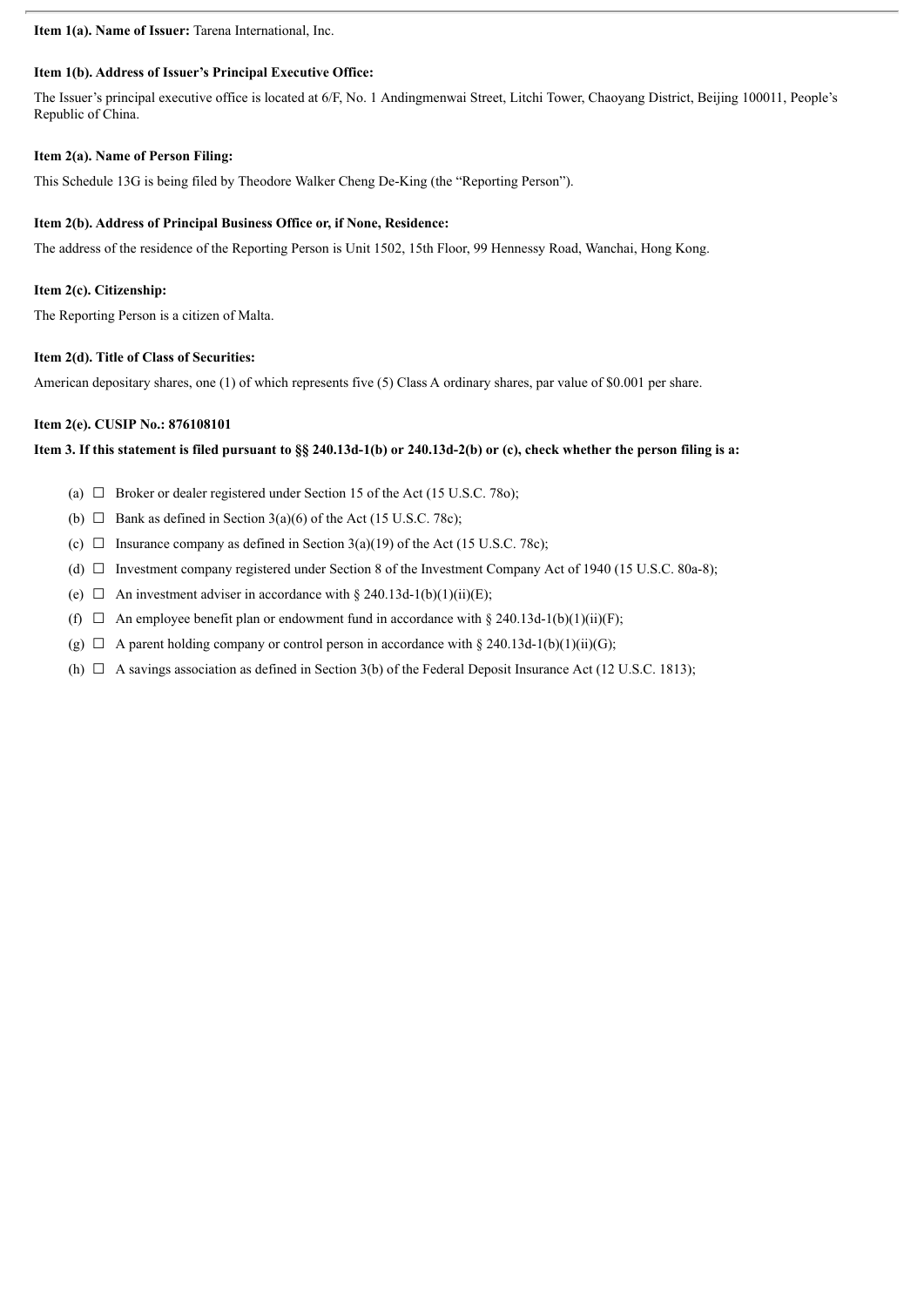**Item 1(a). Name of Issuer:** Tarena International, Inc.

**Item 1(b). Address of Issuer's Principal Executive Office:**

The Issuer's principal executive office is located at 6/F, No. 1 Andingmenwai Street, Litchi Tower, Chaoyang District, Beijing 100011, People's Republic of China.

**Item 2(a). Name of Person Filing:**

This Schedule 13G is being filed by Theodore Walker Cheng De-King (the "Reporting Person").

**Item 2(b). Address of Principal Business Office or, if None, Residence:**

The address of the residence of the Reporting Person is Unit 1502, 15th Floor, 99 Hennessy Road, Wanchai, Hong Kong.

**Item 2(c). Citizenship:**

The Reporting Person is a citizen of Malta.

**Item 2(d). Title of Class of Securities:**

American depositary shares, one (1) of which represents five (5) Class A ordinary shares, par value of $0.001 per share.

**Item 2(e). CUSIP No.: 876108101**

**Item 3. If this statement is filed pursuant to §§ 240.13d-1(b) or 240.13d-2(b) or (c), check whether the person filing is a:**

(a) ☐ Broker or dealer registered under Section 15 of the Act (15 U.S.C. 78o);

(b) ☐ Bank as defined in Section 3(a)(6) of the Act (15 U.S.C. 78c);

(c) ☐ Insurance company as defined in Section 3(a)(19) of the Act (15 U.S.C. 78c);

(d) ☐ Investment company registered under Section 8 of the Investment Company Act of 1940 (15 U.S.C. 80a-8);

(e) ☐ An investment adviser in accordance with § 240.13d-1(b)(1)(ii)(E);

(f) ☐ An employee benefit plan or endowment fund in accordance with § 240.13d-1(b)(1)(ii)(F);

(g) ☐ A parent holding company or control person in accordance with § 240.13d-1(b)(1)(ii)(G);

(h) ☐ A savings association as defined in Section 3(b) of the Federal Deposit Insurance Act (12 U.S.C. 1813);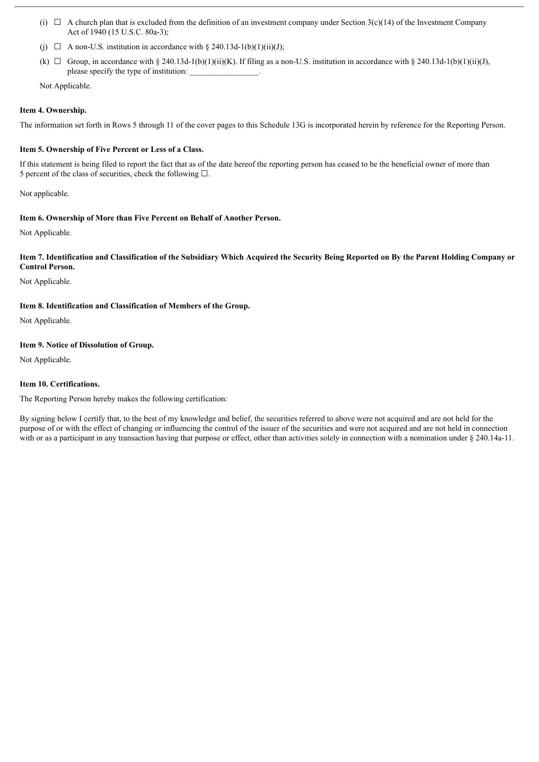(i) ☐ A church plan that is excluded from the definition of an investment company under Section 3(c)(14) of the Investment Company Act of 1940 (15 U.S.C. 80a-3);

(j) ☐ A non-U.S. institution in accordance with § 240.13d-1(b)(1)(ii)(J);

(k) ☐ Group, in accordance with § 240.13d-1(b)(1)(ii)(K). If filing as a non-U.S. institution in accordance with § 240.13d-1(b)(1)(ii)(J), please specify the type of institution: _________________.

Not Applicable.

**Item 4. Ownership.**

The information set forth in Rows 5 through 11 of the cover pages to this Schedule 13G is incorporated herein by reference for the Reporting Person.

**Item 5. Ownership of Five Percent or Less of a Class.**

If this statement is being filed to report the fact that as of the date hereof the reporting person has ceased to be the beneficial owner of more than 5 percent of the class of securities, check the following ☐.

Not applicable.

**Item 6. Ownership of More than Five Percent on Behalf of Another Person.**

Not Applicable.

**Item 7. Identification and Classification of the Subsidiary Which Acquired the Security Being Reported on By the Parent Holding Company or Control Person.**

Not Applicable.

**Item 8. Identification and Classification of Members of the Group.**

Not Applicable.

**Item 9. Notice of Dissolution of Group.**

Not Applicable.

**Item 10. Certifications.**

The Reporting Person hereby makes the following certification:

By signing below I certify that, to the best of my knowledge and belief, the securities referred to above were not acquired and are not held for the purpose of or with the effect of changing or influencing the control of the issuer of the securities and were not acquired and are not held in connection with or as a participant in any transaction having that purpose or effect, other than activities solely in connection with a nomination under § 240.14a-11.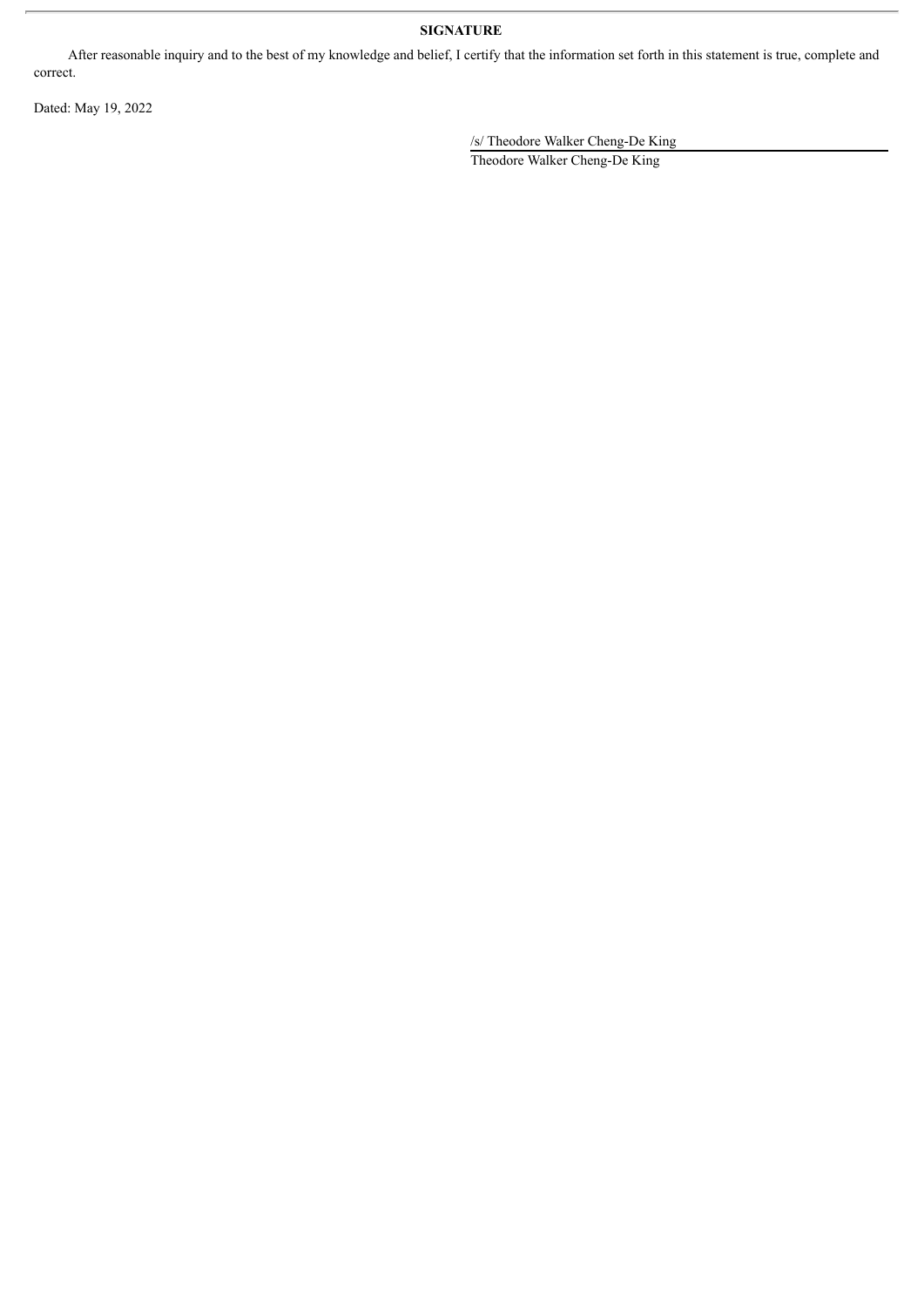**SIGNATURE**

After reasonable inquiry and to the best of my knowledge and belief, I certify that the information set forth in this statement is true, complete and correct.

Dated: May 19, 2022

/s/ Theodore Walker Cheng-De King

Theodore Walker Cheng-De King